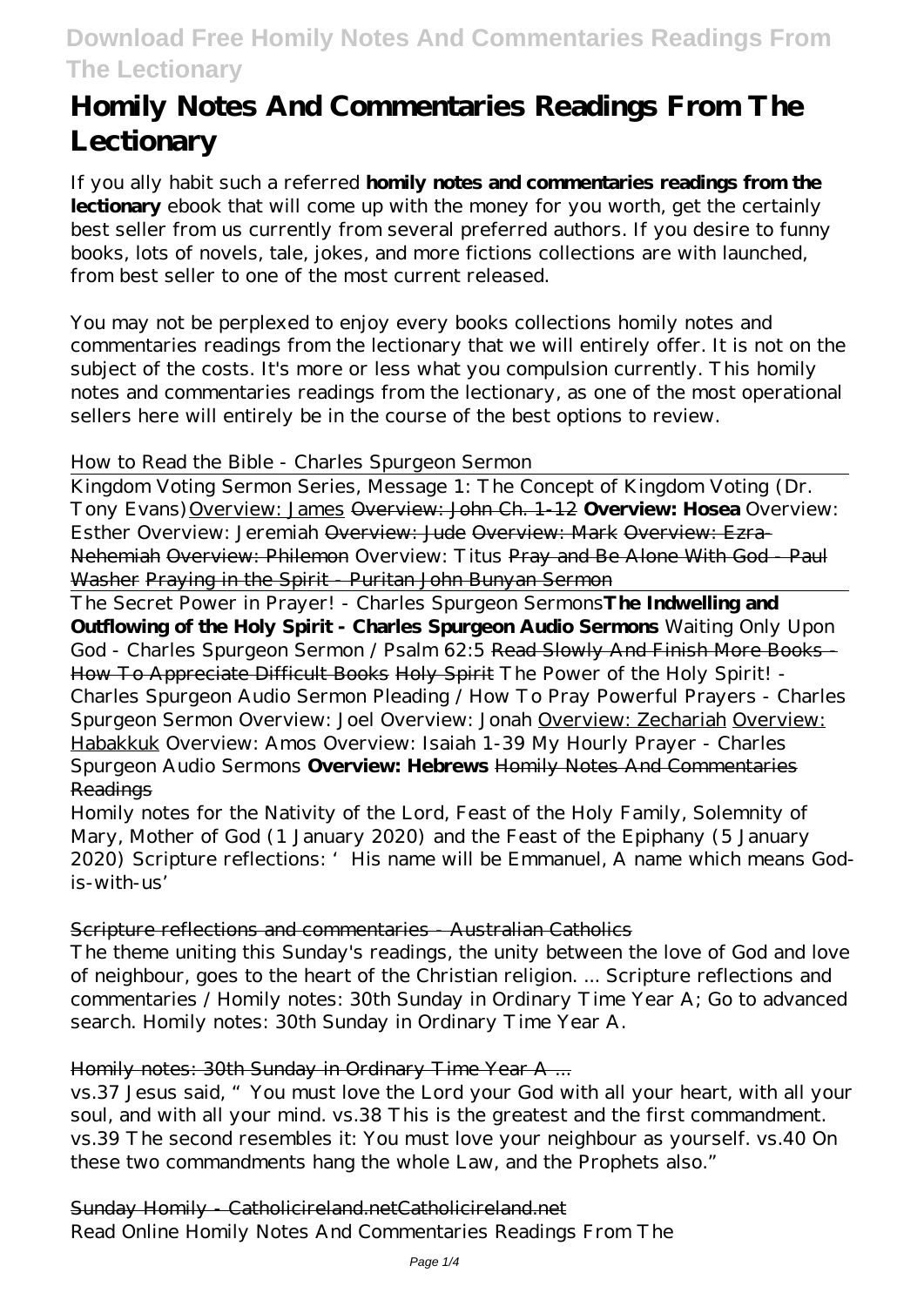# Homily Notes And Commentaries Readings From The Lectionary

If you ally habit such a referred **homily notes and commentaries readings from the lectionary** ebook that will come up with the money for you worth, get the certainly best seller from us currently from several preferred authors. If you desire to funny books, lots of novels, tale, jokes, and more fictions collections are with launched, from best seller to one of the most current released.

You may not be perplexed to enjoy every books collections homily notes and commentaries readings from the lectionary that we will entirely offer. It is not on the subject of the costs. It's more or less what you compulsion currently. This homily notes and commentaries readings from the lectionary, as one of the most operational sellers here will entirely be in the course of the best options to review.

*How to Read the Bible - Charles Spurgeon Sermon*

Kingdom Voting Sermon Series, Message 1: The Concept of Kingdom Voting (Dr. Tony Evans) Overview: James ~~Overview: John Ch. 1-12~~ **Overview: Hosea** *Overview: Esther* *Overview: Jeremiah* ~~Overview: Jude~~ ~~Overview: Mark~~ ~~Overview: Ezra-Nehemiah~~ ~~Overview: Philemon~~ *Overview: Titus* ~~Pray and Be Alone With God - Paul Washer~~ ~~Praying in the Spirit - Puritan John Bunyan Sermon~~

The Secret Power in Prayer! - Charles Spurgeon Sermons **The Indwelling and Outflowing of the Holy Spirit - Charles Spurgeon Audio Sermons** *Waiting Only Upon God - Charles Spurgeon Sermon / Psalm 62:5* ~~Read Slowly And Finish More Books - How To Appreciate Difficult Books~~ ~~Holy Spirit~~ *The Power of the Holy Spirit! - Charles Spurgeon Audio Sermon* *Pleading / How To Pray Powerful Prayers - Charles Spurgeon Sermon* *Overview: Joel* *Overview: Jonah* Overview: Zechariah Overview: Habakkuk *Overview: Amos* *Overview: Isaiah 1-39* *My Hourly Prayer - Charles Spurgeon Audio Sermons* **Overview: Hebrews** ~~Homily Notes And Commentaries Readings~~

Homily notes for the Nativity of the Lord, Feast of the Holy Family, Solemnity of Mary, Mother of God (1 January 2020) and the Feast of the Epiphany (5 January 2020) Scripture reflections: 'His name will be Emmanuel, A name which means God-is-with-us'

~~Scripture reflections and commentaries - Australian Catholics~~

The theme uniting this Sunday's readings, the unity between the love of God and love of neighbour, goes to the heart of the Christian religion. ... Scripture reflections and commentaries / Homily notes: 30th Sunday in Ordinary Time Year A; Go to advanced search. Homily notes: 30th Sunday in Ordinary Time Year A.

~~Homily notes: 30th Sunday in Ordinary Time Year A ...~~

vs.37 Jesus said, "You must love the Lord your God with all your heart, with all your soul, and with all your mind. vs.38 This is the greatest and the first commandment. vs.39 The second resembles it: You must love your neighbour as yourself. vs.40 On these two commandments hang the whole Law, and the Prophets also."

~~Sunday Homily - Catholicireland.netCatholicireland.net~~

Read Online Homily Notes And Commentaries Readings From The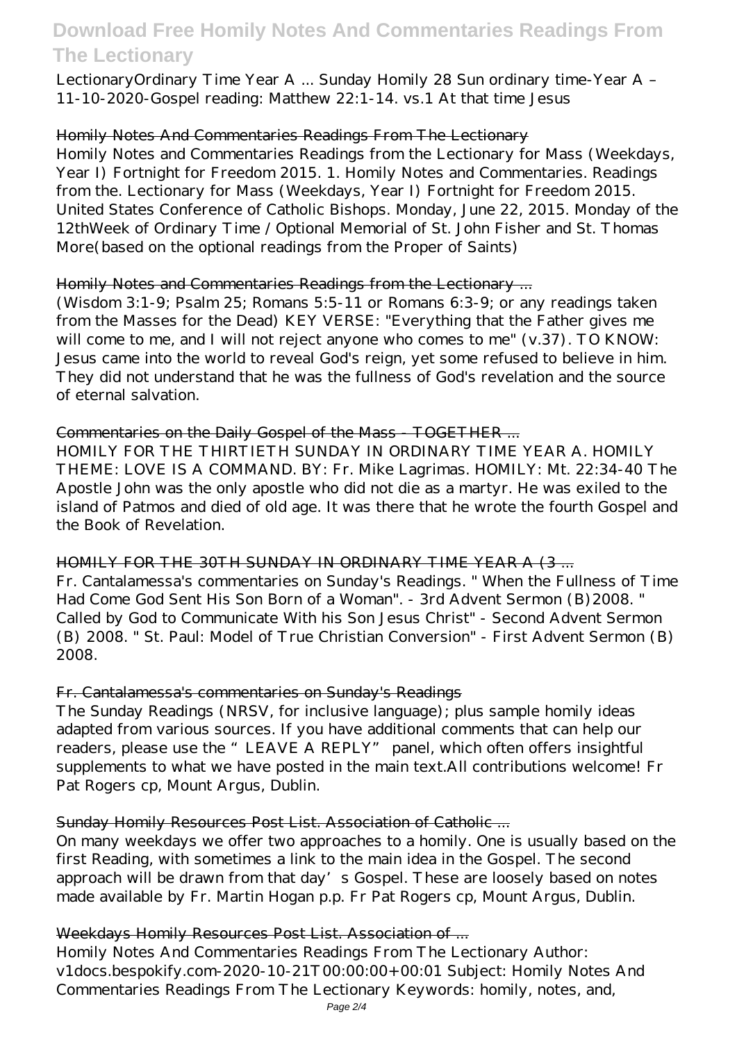LectionaryOrdinary Time Year A ... Sunday Homily 28 Sun ordinary time-Year A – 11-10-2020-Gospel reading: Matthew 22:1-14. vs.1 At that time Jesus

## Homily Notes And Commentaries Readings From The Lectionary

Homily Notes and Commentaries Readings from the Lectionary for Mass (Weekdays, Year I) Fortnight for Freedom 2015. 1. Homily Notes and Commentaries. Readings from the. Lectionary for Mass (Weekdays, Year I) Fortnight for Freedom 2015. United States Conference of Catholic Bishops. Monday, June 22, 2015. Monday of the 12thWeek of Ordinary Time / Optional Memorial of St. John Fisher and St. Thomas More(based on the optional readings from the Proper of Saints)

## Homily Notes and Commentaries Readings from the Lectionary ...

(Wisdom 3:1-9; Psalm 25; Romans 5:5-11 or Romans 6:3-9; or any readings taken from the Masses for the Dead) KEY VERSE: "Everything that the Father gives me will come to me, and I will not reject anyone who comes to me" (v.37). TO KNOW: Jesus came into the world to reveal God's reign, yet some refused to believe in him. They did not understand that he was the fullness of God's revelation and the source of eternal salvation.

## Commentaries on the Daily Gospel of the Mass - TOGETHER ...

HOMILY FOR THE THIRTIETH SUNDAY IN ORDINARY TIME YEAR A. HOMILY THEME: LOVE IS A COMMAND. BY: Fr. Mike Lagrimas. HOMILY: Mt. 22:34-40 The Apostle John was the only apostle who did not die as a martyr. He was exiled to the island of Patmos and died of old age. It was there that he wrote the fourth Gospel and the Book of Revelation.

## HOMILY FOR THE 30TH SUNDAY IN ORDINARY TIME YEAR A (3 ...

Fr. Cantalamessa's commentaries on Sunday's Readings. " When the Fullness of Time Had Come God Sent His Son Born of a Woman". - 3rd Advent Sermon (B)2008. " Called by God to Communicate With his Son Jesus Christ" - Second Advent Sermon (B) 2008. " St. Paul: Model of True Christian Conversion" - First Advent Sermon (B) 2008.

## Fr. Cantalamessa's commentaries on Sunday's Readings

The Sunday Readings (NRSV, for inclusive language); plus sample homily ideas adapted from various sources. If you have additional comments that can help our readers, please use the " LEAVE A REPLY" panel, which often offers insightful supplements to what we have posted in the main text.All contributions welcome! Fr Pat Rogers cp, Mount Argus, Dublin.

## Sunday Homily Resources Post List. Association of Catholic ...

On many weekdays we offer two approaches to a homily. One is usually based on the first Reading, with sometimes a link to the main idea in the Gospel. The second approach will be drawn from that day's Gospel. These are loosely based on notes made available by Fr. Martin Hogan p.p. Fr Pat Rogers cp, Mount Argus, Dublin.

## Weekdays Homily Resources Post List. Association of ...

Homily Notes And Commentaries Readings From The Lectionary Author: v1docs.bespokify.com-2020-10-21T00:00:00+00:01 Subject: Homily Notes And Commentaries Readings From The Lectionary Keywords: homily, notes, and,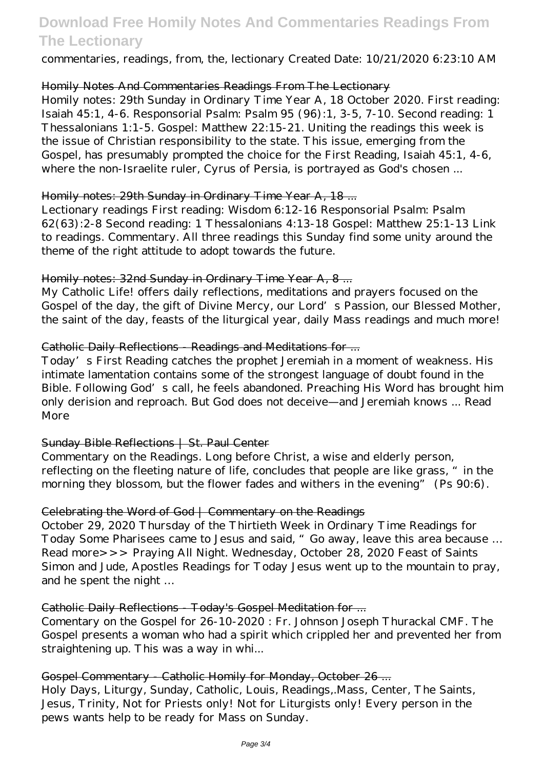commentaries, readings, from, the, lectionary Created Date: 10/21/2020 6:23:10 AM

### Homily Notes And Commentaries Readings From The Lectionary

Homily notes: 29th Sunday in Ordinary Time Year A, 18 October 2020. First reading: Isaiah 45:1, 4-6. Responsorial Psalm: Psalm 95 (96):1, 3-5, 7-10. Second reading: 1 Thessalonians 1:1-5. Gospel: Matthew 22:15-21. Uniting the readings this week is the issue of Christian responsibility to the state. This issue, emerging from the Gospel, has presumably prompted the choice for the First Reading, Isaiah 45:1, 4-6, where the non-Israelite ruler, Cyrus of Persia, is portrayed as God's chosen ...

### Homily notes: 29th Sunday in Ordinary Time Year A, 18 ...

Lectionary readings First reading: Wisdom 6:12-16 Responsorial Psalm: Psalm 62(63):2-8 Second reading: 1 Thessalonians 4:13-18 Gospel: Matthew 25:1-13 Link to readings. Commentary. All three readings this Sunday find some unity around the theme of the right attitude to adopt towards the future.

### Homily notes: 32nd Sunday in Ordinary Time Year A, 8 ...

My Catholic Life! offers daily reflections, meditations and prayers focused on the Gospel of the day, the gift of Divine Mercy, our Lord's Passion, our Blessed Mother, the saint of the day, feasts of the liturgical year, daily Mass readings and much more!

### Catholic Daily Reflections - Readings and Meditations for ...

Today's First Reading catches the prophet Jeremiah in a moment of weakness. His intimate lamentation contains some of the strongest language of doubt found in the Bible. Following God's call, he feels abandoned. Preaching His Word has brought him only derision and reproach. But God does not deceive—and Jeremiah knows ... Read More

### Sunday Bible Reflections | St. Paul Center

Commentary on the Readings. Long before Christ, a wise and elderly person, reflecting on the fleeting nature of life, concludes that people are like grass, "in the morning they blossom, but the flower fades and withers in the evening" (Ps 90:6).

### Celebrating the Word of God | Commentary on the Readings

October 29, 2020 Thursday of the Thirtieth Week in Ordinary Time Readings for Today Some Pharisees came to Jesus and said, "Go away, leave this area because … Read more>>> Praying All Night. Wednesday, October 28, 2020 Feast of Saints Simon and Jude, Apostles Readings for Today Jesus went up to the mountain to pray, and he spent the night …

### Catholic Daily Reflections - Today's Gospel Meditation for ...

Comentary on the Gospel for 26-10-2020 : Fr. Johnson Joseph Thurackal CMF. The Gospel presents a woman who had a spirit which crippled her and prevented her from straightening up. This was a way in whi...

### Gospel Commentary - Catholic Homily for Monday, October 26 ...

Holy Days, Liturgy, Sunday, Catholic, Louis, Readings,.Mass, Center, The Saints, Jesus, Trinity, Not for Priests only! Not for Liturgists only! Every person in the pews wants help to be ready for Mass on Sunday.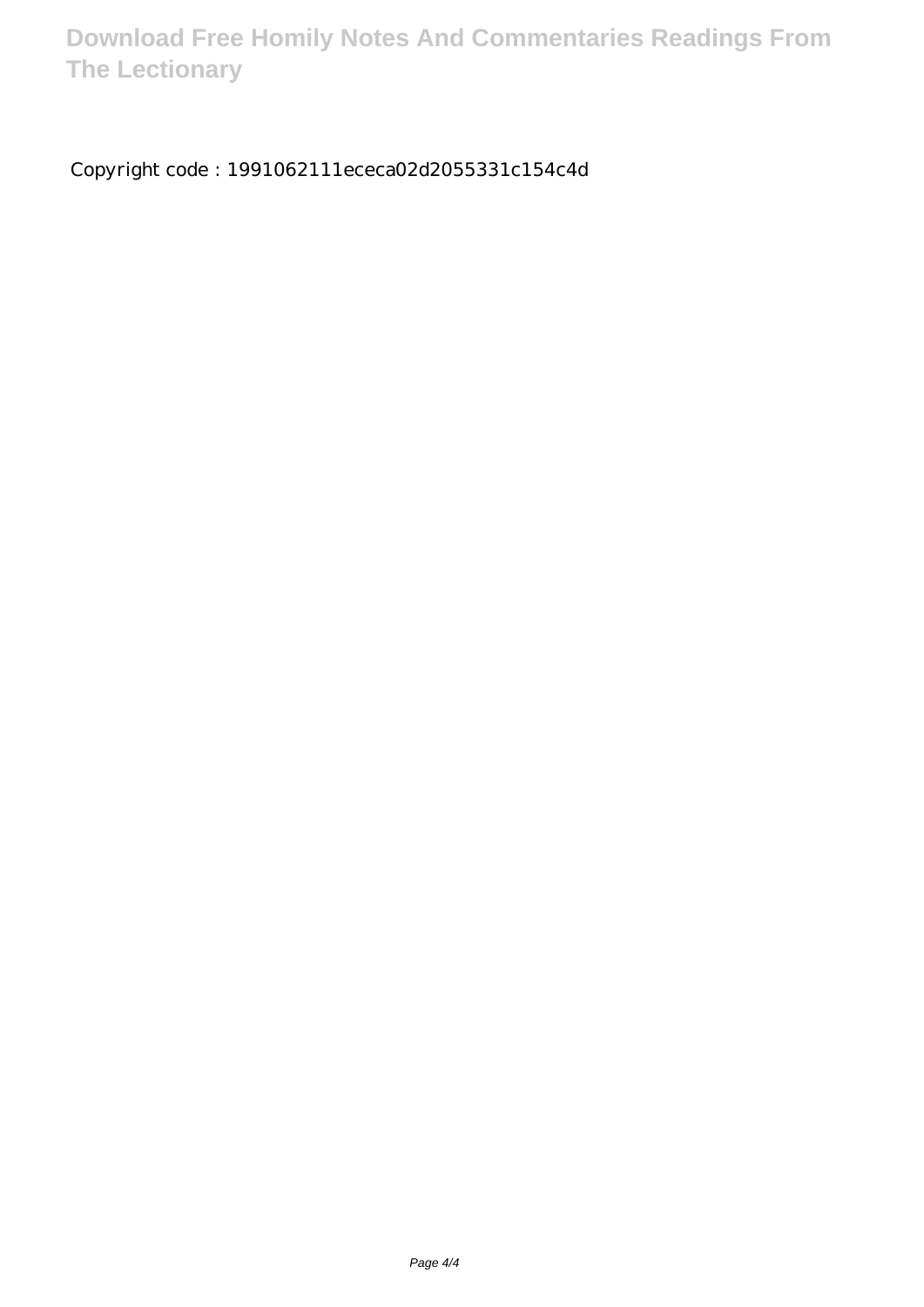Copyright code : 1991062111ececa02d2055331c154c4d